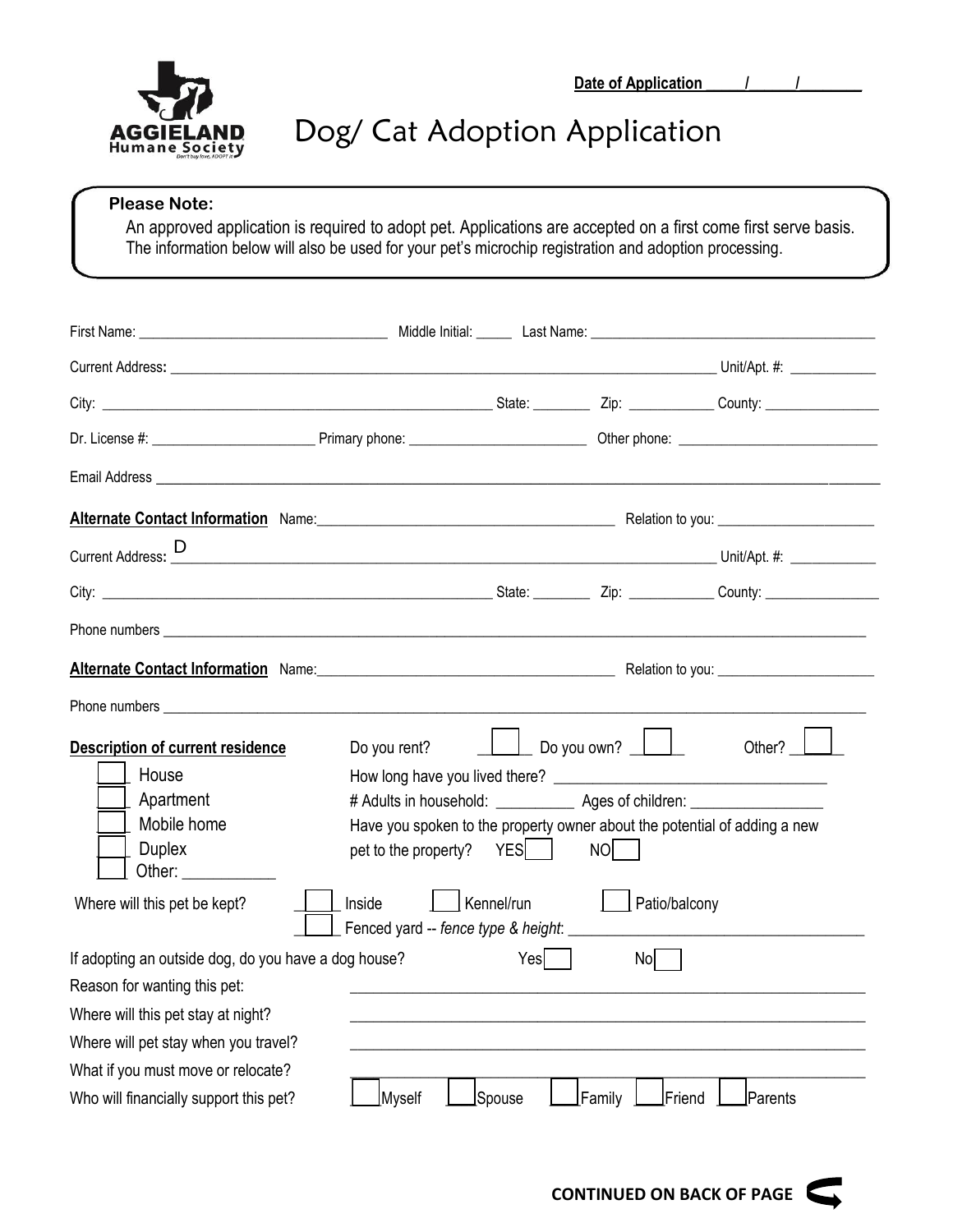Date of Application _____ / _____ / ________

AGGIELAND Humane Society

Don't buy love, ADOPT it

# Dog/ Cat Adoption Application

**Please Note:**

An approved application is required to adopt pet. Applications are accepted on a first come first serve basis. The information below will also be used for your pet's microchip registration and adoption processing.

First Name: ______________________ Middle Initial: _____ Last Name: ______________________

Current Address: ______________________________________ Unit/Apt. #: ____________

City: ______________________ State: ________ Zip: ____________ County: ________________

Dr. License #: ____________________ Primary phone: ______________________ Other phone: __________________________

Email Address ______________________________________________________________

**Alternate Contact Information** Name: ______________________________ Relation to you: ______________________

Current Address: D ______________________________________ Unit/Apt. #: ____________

City: ______________________ State: ________ Zip: ____________ County: ________________

Phone numbers ______________________________________________________________

**Alternate Contact Information** Name: ______________________________ Relation to you: ______________________

Phone numbers ______________________________________________________________

**Description of current residence**

- ☐ House
- ☐ Apartment
- ☐ Mobile home
- ☐ Duplex
- ☐ Other: ___________

Do you rent? ☐ Do you own? ☐ Other? ☐

How long have you lived there? ______________________________

# Adults in household: __________ Ages of children: ________________

Have you spoken to the property owner about the potential of adding a new pet to the property? YES ☐ NO ☐

Where will this pet be kept? ☐ Inside ☐ Kennel/run ☐ Patio/balcony ☐ Fenced yard -- *fence type & height*: ______________________

If adopting an outside dog, do you have a dog house? Yes ☐ No ☐

Reason for wanting this pet: ______________________________________________

Where will this pet stay at night? ______________________________________________

Where will pet stay when you travel? ______________________________________________

What if you must move or relocate? ______________________________________________

Who will financially support this pet? ☐ Myself ☐ Spouse ☐ Family ☐ Friend ☐ Parents

**CONTINUED ON BACK OF PAGE**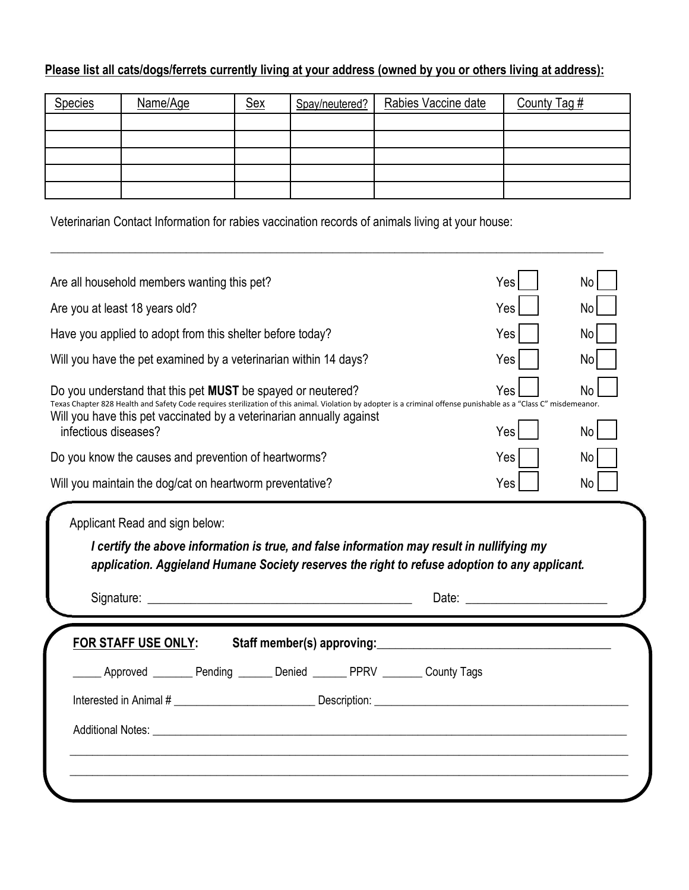**Please list all cats/dogs/ferrets currently living at your address (owned by you or others living at address):**

| Species | Name/Age | Sex | Spay/neutered? | Rabies Vaccine date | County Tag # |
|---|---|---|---|---|---|
| | | | | | |
| | | | | | |
| | | | | | |
| | | | | | |
| | | | | | |

Veterinarian Contact Information for rabies vaccination records of animals living at your house:

_______________________________________________________________________________________________

| | | |
|---|---|---|
| Are all household members wanting this pet? | Yes ☐ | No ☐ |
| Are you at least 18 years old? | Yes ☐ | No ☐ |
| Have you applied to adopt from this shelter before today? | Yes ☐ | No ☐ |
| Will you have the pet examined by a veterinarian within 14 days? | Yes ☐ | No ☐ |
| Do you understand that this pet **MUST** be spayed or neutered? | Yes ☐ | No ☐ |

Texas Chapter 828 Health and Safety Code requires sterilization of this animal. Violation by adopter is a criminal offense punishable as a "Class C" misdemeanor.

| | | |
|---|---|---|
| Will you have this pet vaccinated by a veterinarian annually against infectious diseases? | Yes ☐ | No ☐ |
| Do you know the causes and prevention of heartworms? | Yes ☐ | No ☐ |
| Will you maintain the dog/cat on heartworm preventative? | Yes ☐ | No ☐ |

Applicant Read and sign below:

***I certify the above information is true, and false information may result in nullifying my application. Aggieland Humane Society reserves the right to refuse adoption to any applicant.***

Signature: ________________________________________ Date: ______________________

**FOR STAFF USE ONLY:** **Staff member(s) approving:**_____________________________________

_____ Approved _______ Pending ______ Denied ______ PPRV _______ County Tags

Interested in Animal # ________________________ Description: ___________________________________________

Additional Notes: _____________________________________________________________________________________

_______________________________________________________________________________________________

_______________________________________________________________________________________________